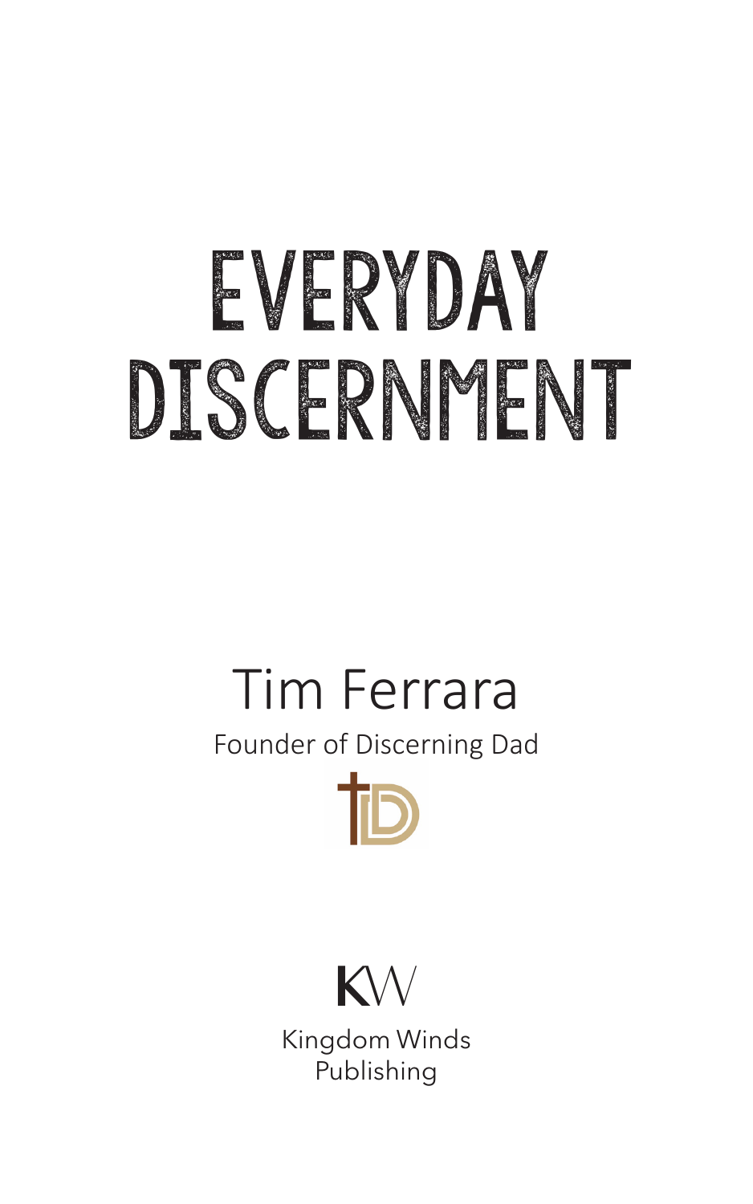# EVERYDAY DISCERNMENT

Tim Ferrara

Founder of Discerning Dad

KW

Kingdom Winds Publishing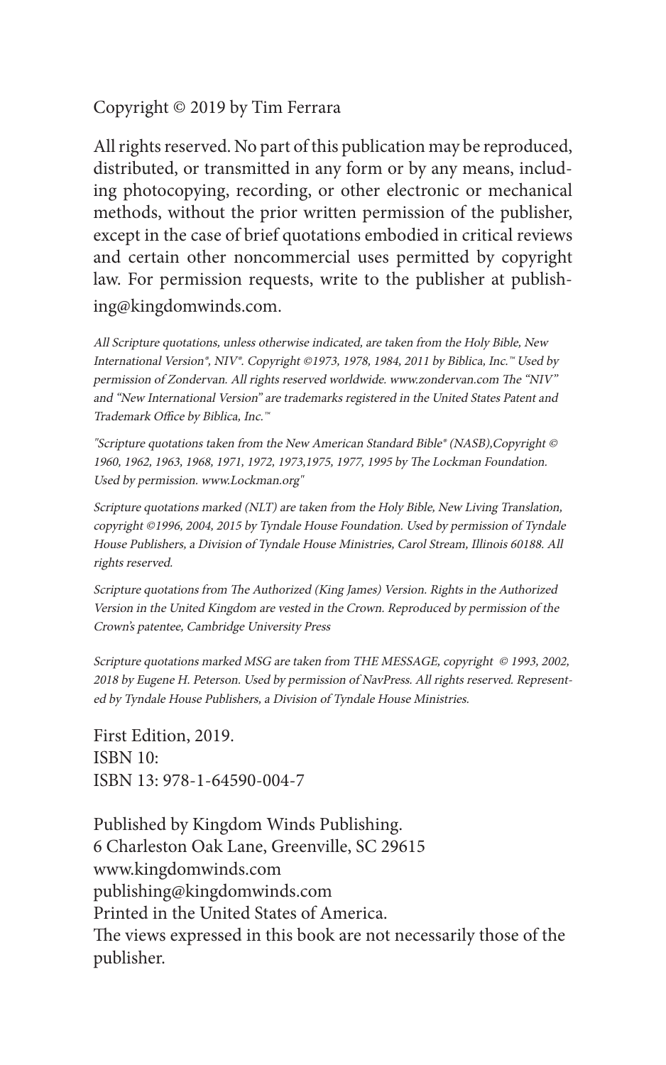Copyright © 2019 by Tim Ferrara

All rights reserved. No part of this publication may be reproduced, distributed, or transmitted in any form or by any means, including photocopying, recording, or other electronic or mechanical methods, without the prior written permission of the publisher, except in the case of brief quotations embodied in critical reviews and certain other noncommercial uses permitted by copyright law. For permission requests, write to the publisher at publishing@kingdomwinds.com.

*All Scripture quotations, unless otherwise indicated, are taken from the Holy Bible, New International Version®, NIV®. Copyright ©1973, 1978, 1984, 2011 by Biblica, Inc.™ Used by permission of Zondervan. All rights reserved worldwide. www.zondervan.com The "NIV" and "New International Version" are trademarks registered in the United States Patent and Trademark Office by Biblica, Inc.™*

*"Scripture quotations taken from the New American Standard Bible® (NASB),Copyright © 1960, 1962, 1963, 1968, 1971, 1972, 1973,1975, 1977, 1995 by The Lockman Foundation. Used by permission. www.Lockman.org"*

*Scripture quotations marked (NLT) are taken from the Holy Bible, New Living Translation, copyright ©1996, 2004, 2015 by Tyndale House Foundation. Used by permission of Tyndale House Publishers, a Division of Tyndale House Ministries, Carol Stream, Illinois 60188. All rights reserved.*

*Scripture quotations from The Authorized (King James) Version. Rights in the Authorized Version in the United Kingdom are vested in the Crown. Reproduced by permission of the Crown's patentee, Cambridge University Press*

*Scripture quotations marked MSG are taken from THE MESSAGE, copyright © 1993, 2002, 2018 by Eugene H. Peterson. Used by permission of NavPress. All rights reserved. Represented by Tyndale House Publishers, a Division of Tyndale House Ministries.*

First Edition, 2019.
ISBN 10:
ISBN 13: 978-1-64590-004-7

Published by Kingdom Winds Publishing.
6 Charleston Oak Lane, Greenville, SC 29615
www.kingdomwinds.com
publishing@kingdomwinds.com
Printed in the United States of America.
The views expressed in this book are not necessarily those of the publisher.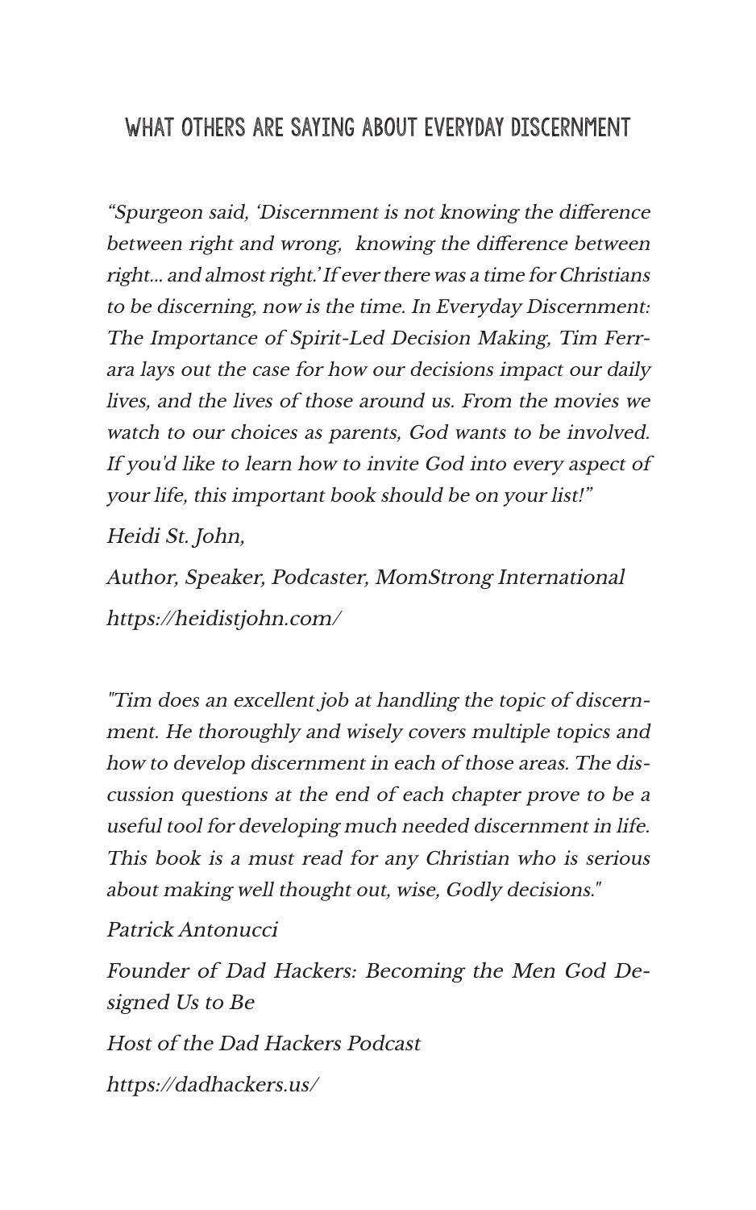## WHAT OTHERS ARE SAYING ABOUT EVERYDAY DISCERNMENT

*"Spurgeon said, 'Discernment is not knowing the difference between right and wrong, knowing the difference between right... and almost right.' If ever there was a time for Christians to be discerning, now is the time. In Everyday Discernment: The Importance of Spirit-Led Decision Making, Tim Ferrara lays out the case for how our decisions impact our daily lives, and the lives of those around us. From the movies we watch to our choices as parents, God wants to be involved. If you'd like to learn how to invite God into every aspect of your life, this important book should be on your list!"*

*Heidi St. John,*

*Author, Speaker, Podcaster, MomStrong International*

*https://heidistjohn.com/*

*"Tim does an excellent job at handling the topic of discernment. He thoroughly and wisely covers multiple topics and how to develop discernment in each of those areas. The discussion questions at the end of each chapter prove to be a useful tool for developing much needed discernment in life. This book is a must read for any Christian who is serious about making well thought out, wise, Godly decisions."*

*Patrick Antonucci*

*Founder of Dad Hackers: Becoming the Men God Designed Us to Be*

*Host of the Dad Hackers Podcast*

*https://dadhackers.us/*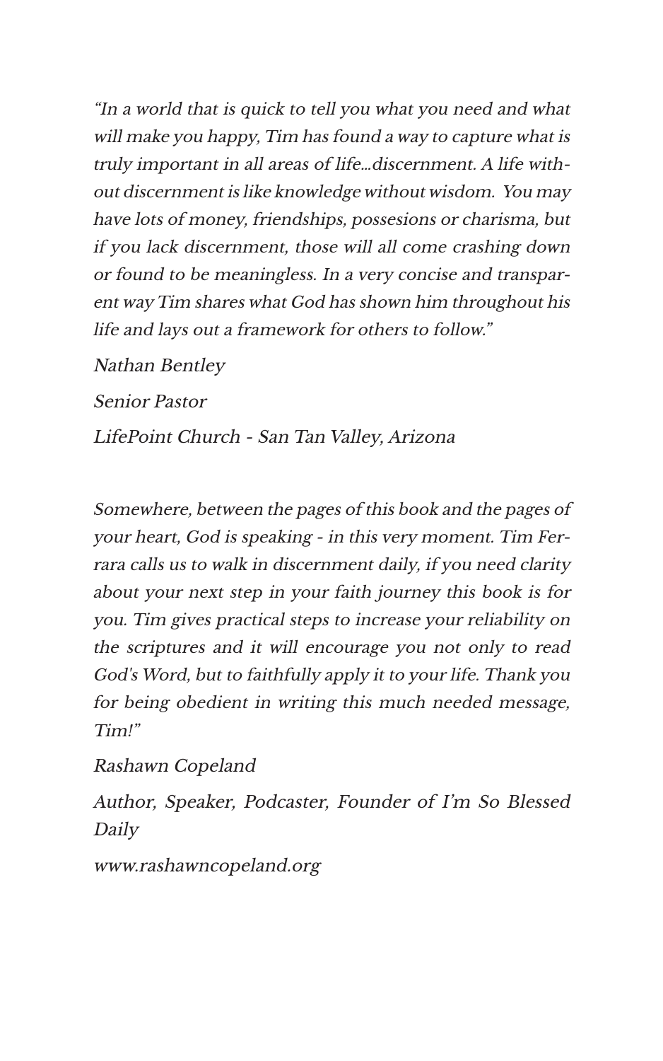*"In a world that is quick to tell you what you need and what will make you happy, Tim has found a way to capture what is truly important in all areas of life…discernment. A life without discernment is like knowledge without wisdom. You may have lots of money, friendships, possesions or charisma, but if you lack discernment, those will all come crashing down or found to be meaningless. In a very concise and transparent way Tim shares what God has shown him throughout his life and lays out a framework for others to follow."*

*Nathan Bentley*

*Senior Pastor*

*LifePoint Church - San Tan Valley, Arizona*

*Somewhere, between the pages of this book and the pages of your heart, God is speaking - in this very moment. Tim Ferrara calls us to walk in discernment daily, if you need clarity about your next step in your faith journey this book is for you. Tim gives practical steps to increase your reliability on the scriptures and it will encourage you not only to read God's Word, but to faithfully apply it to your life. Thank you for being obedient in writing this much needed message, Tim!"*

*Rashawn Copeland*

*Author, Speaker, Podcaster, Founder of I'm So Blessed Daily*

*www.rashawncopeland.org*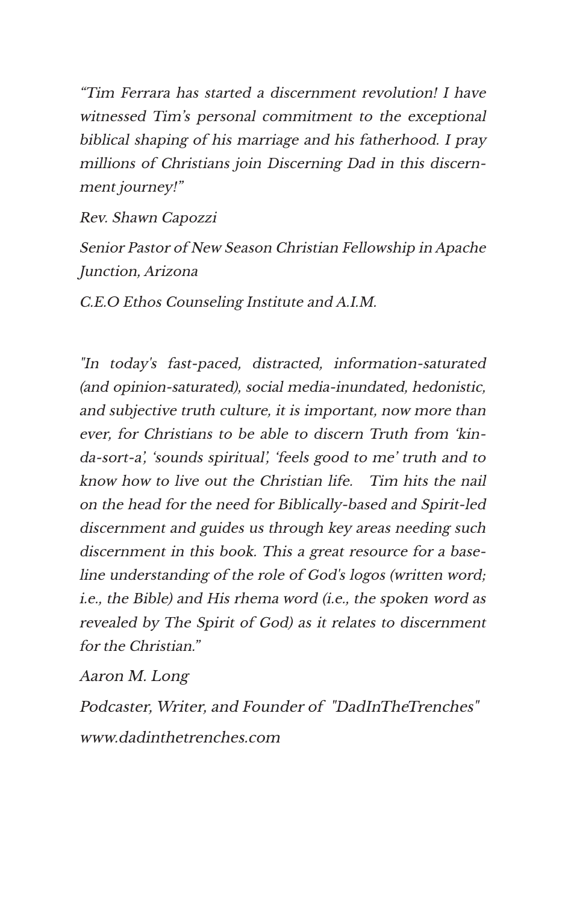*"Tim Ferrara has started a discernment revolution! I have witnessed Tim's personal commitment to the exceptional biblical shaping of his marriage and his fatherhood. I pray millions of Christians join Discerning Dad in this discernment journey!"*

*Rev. Shawn Capozzi*

*Senior Pastor of New Season Christian Fellowship in Apache Junction, Arizona*

*C.E.O Ethos Counseling Institute and A.I.M.*

*"In today's fast-paced, distracted, information-saturated (and opinion-saturated), social media-inundated, hedonistic, and subjective truth culture, it is important, now more than ever, for Christians to be able to discern Truth from 'kinda-sort-a', 'sounds spiritual', 'feels good to me' truth and to know how to live out the Christian life.  Tim hits the nail on the head for the need for Biblically-based and Spirit-led discernment and guides us through key areas needing such discernment in this book. This a great resource for a baseline understanding of the role of God's logos (written word; i.e., the Bible) and His rhema word (i.e., the spoken word as revealed by The Spirit of God) as it relates to discernment for the Christian."*

*Aaron M. Long*

*Podcaster, Writer, and Founder of "DadInTheTrenches"*

*www.dadinthetrenches.com*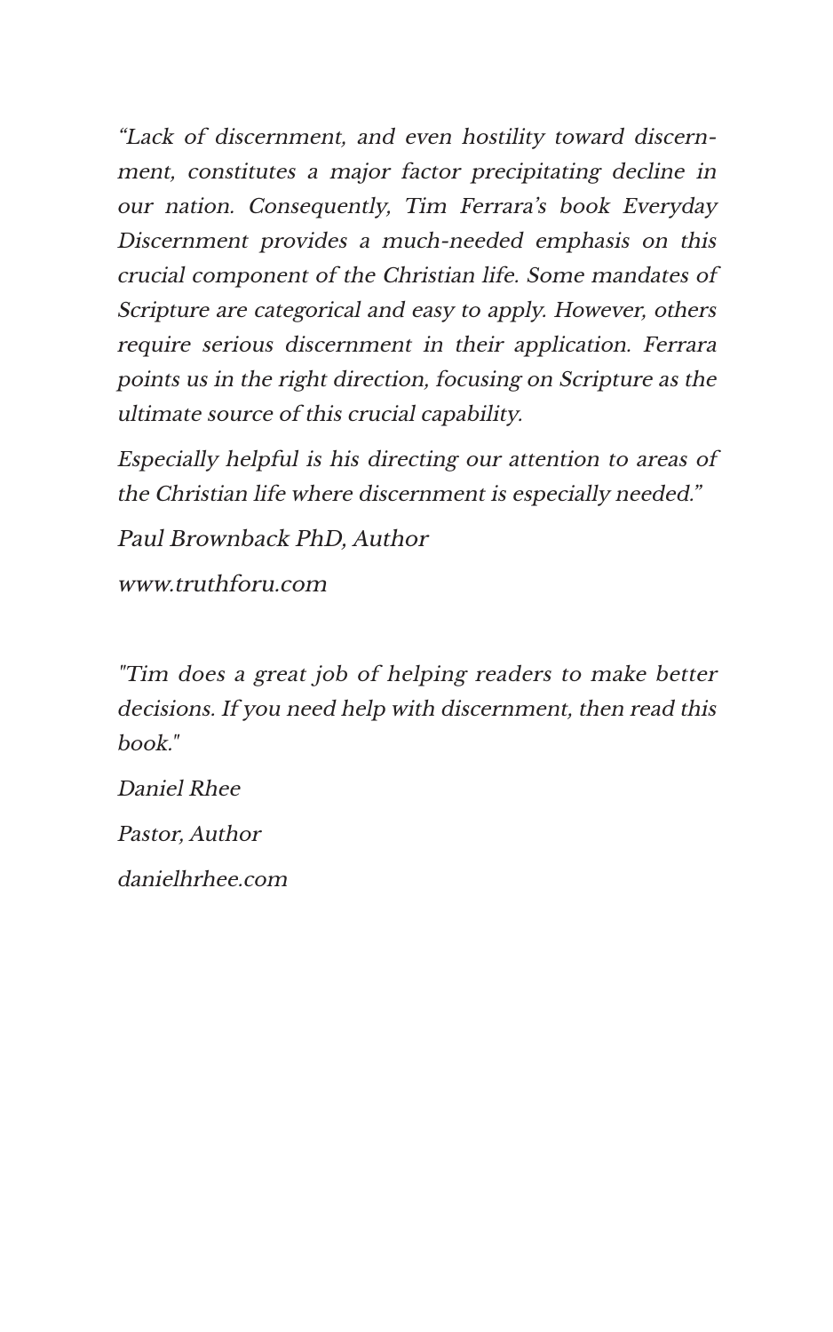*“Lack of discernment, and even hostility toward discernment, constitutes a major factor precipitating decline in our nation. Consequently, Tim Ferrara’s book Everyday Discernment provides a much-needed emphasis on this crucial component of the Christian life. Some mandates of Scripture are categorical and easy to apply. However, others require serious discernment in their application. Ferrara points us in the right direction, focusing on Scripture as the ultimate source of this crucial capability.*

*Especially helpful is his directing our attention to areas of the Christian life where discernment is especially needed.”*

*Paul Brownback PhD, Author*

*www.truthforu.com*

*"Tim does a great job of helping readers to make better decisions. If you need help with discernment, then read this book."*

*Daniel Rhee*

*Pastor, Author*

*danielhrhee.com*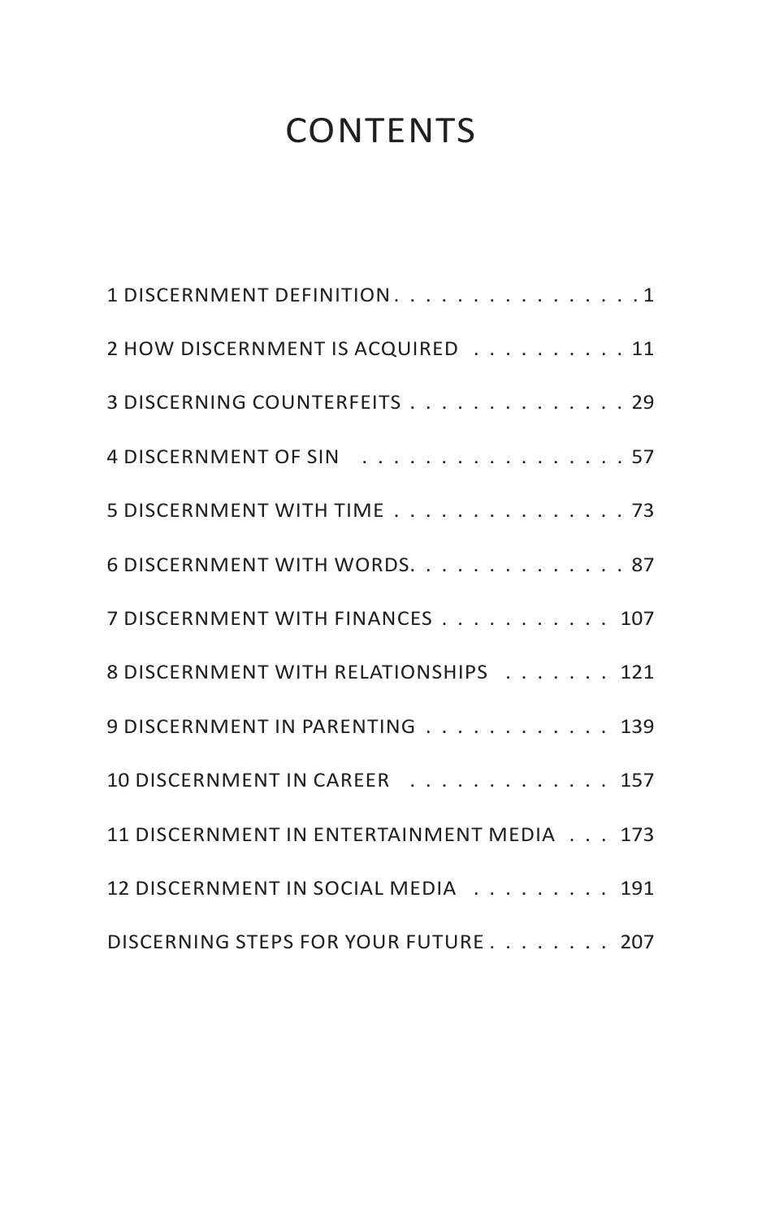# CONTENTS

1 DISCERNMENT DEFINITION . . . . . . . . . . . . . . . . 1

2 HOW DISCERNMENT IS ACQUIRED . . . . . . . . . . 11

3 DISCERNING COUNTERFEITS . . . . . . . . . . . . . . 29

4 DISCERNMENT OF SIN . . . . . . . . . . . . . . . . . 57

5 DISCERNMENT WITH TIME . . . . . . . . . . . . . . . 73

6 DISCERNMENT WITH WORDS. . . . . . . . . . . . . . 87

7 DISCERNMENT WITH FINANCES . . . . . . . . . . . 107

8 DISCERNMENT WITH RELATIONSHIPS . . . . . . . 121

9 DISCERNMENT IN PARENTING . . . . . . . . . . . . 139

10 DISCERNMENT IN CAREER . . . . . . . . . . . . . 157

11 DISCERNMENT IN ENTERTAINMENT MEDIA . . . 173

12 DISCERNMENT IN SOCIAL MEDIA . . . . . . . . . 191

DISCERNING STEPS FOR YOUR FUTURE . . . . . . . . 207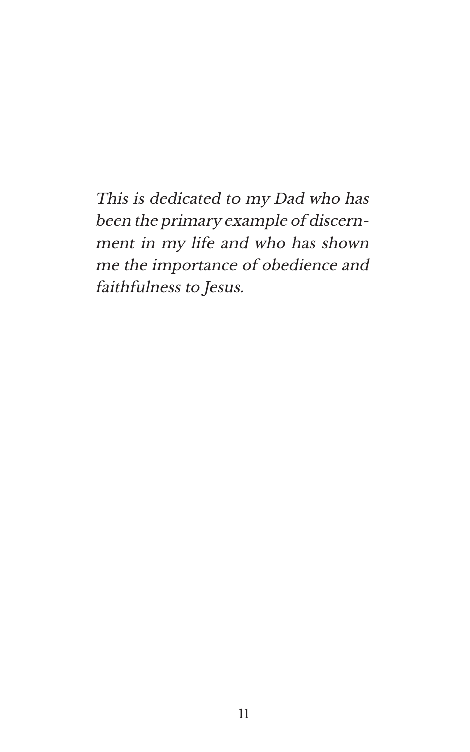*This is dedicated to my Dad who has been the primary example of discernment in my life and who has shown me the importance of obedience and faithfulness to Jesus.*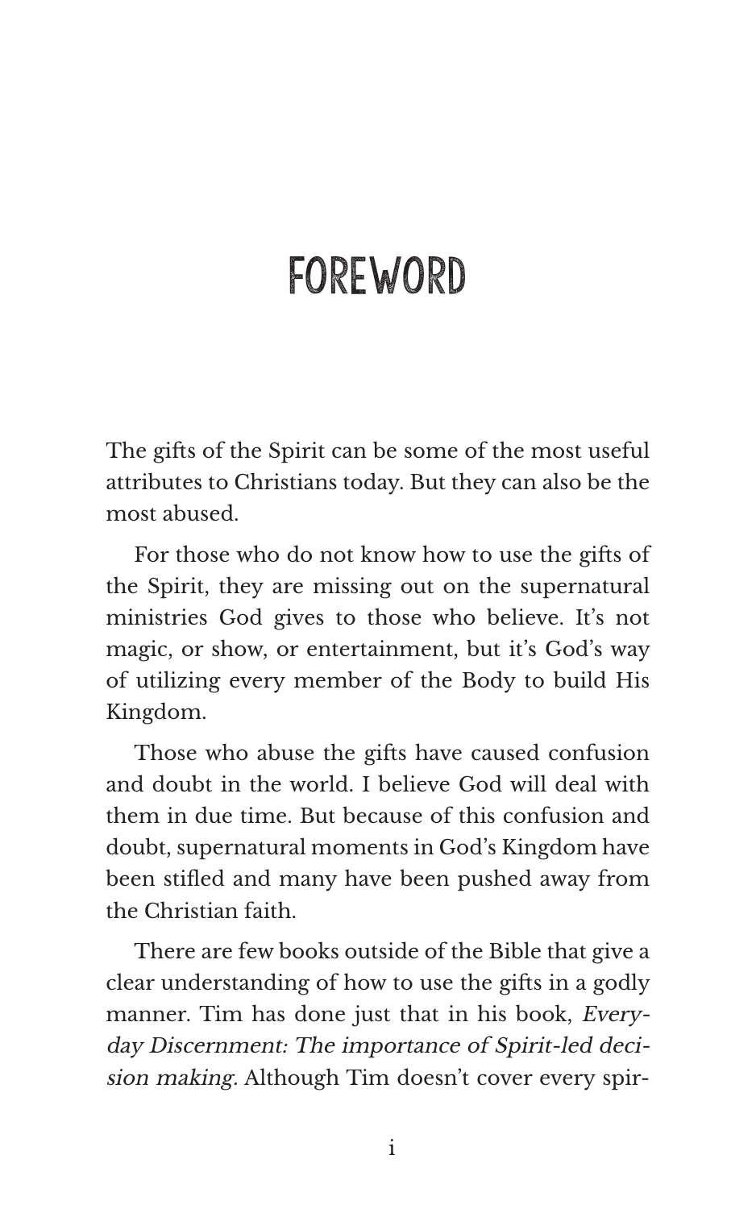# FOREWORD

The gifts of the Spirit can be some of the most useful attributes to Christians today. But they can also be the most abused.

For those who do not know how to use the gifts of the Spirit, they are missing out on the supernatural ministries God gives to those who believe. It's not magic, or show, or entertainment, but it's God's way of utilizing every member of the Body to build His Kingdom.

Those who abuse the gifts have caused confusion and doubt in the world. I believe God will deal with them in due time. But because of this confusion and doubt, supernatural moments in God's Kingdom have been stifled and many have been pushed away from the Christian faith.

There are few books outside of the Bible that give a clear understanding of how to use the gifts in a godly manner. Tim has done just that in his book, *Everyday Discernment: The importance of Spirit-led decision making*. Although Tim doesn't cover every spir-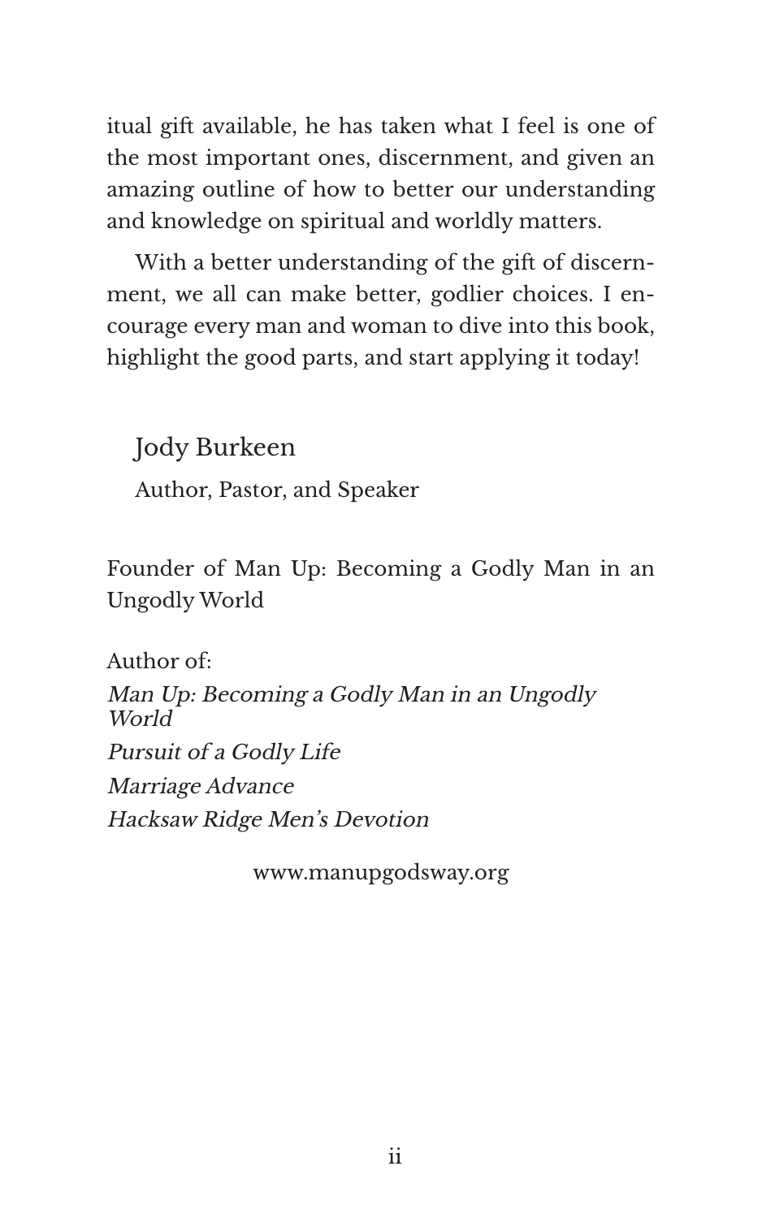itual gift available, he has taken what I feel is one of the most important ones, discernment, and given an amazing outline of how to better our understanding and knowledge on spiritual and worldly matters.

With a better understanding of the gift of discernment, we all can make better, godlier choices. I encourage every man and woman to dive into this book, highlight the good parts, and start applying it today!

Jody Burkeen

Author, Pastor, and Speaker

Founder of Man Up: Becoming a Godly Man in an Ungodly World

Author of:

*Man Up: Becoming a Godly Man in an Ungodly World*

*Pursuit of a Godly Life*

*Marriage Advance*

*Hacksaw Ridge Men's Devotion*

www.manupgodsway.org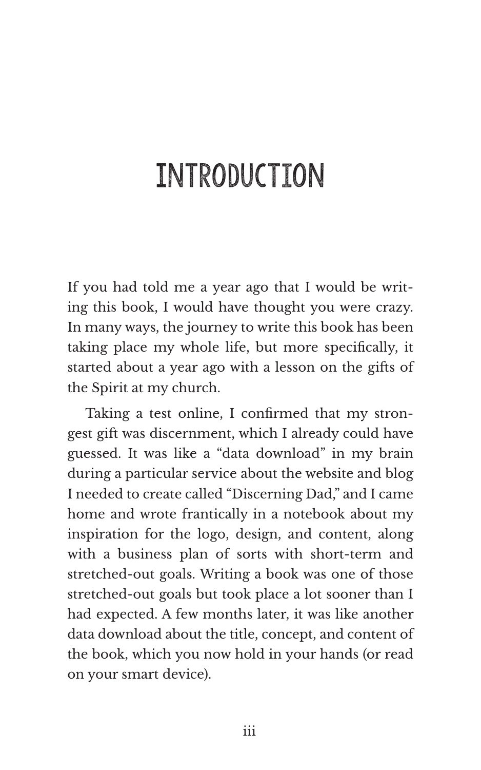# INTRODUCTION

If you had told me a year ago that I would be writing this book, I would have thought you were crazy. In many ways, the journey to write this book has been taking place my whole life, but more specifically, it started about a year ago with a lesson on the gifts of the Spirit at my church.

Taking a test online, I confirmed that my strongest gift was discernment, which I already could have guessed. It was like a "data download" in my brain during a particular service about the website and blog I needed to create called "Discerning Dad," and I came home and wrote frantically in a notebook about my inspiration for the logo, design, and content, along with a business plan of sorts with short-term and stretched-out goals. Writing a book was one of those stretched-out goals but took place a lot sooner than I had expected. A few months later, it was like another data download about the title, concept, and content of the book, which you now hold in your hands (or read on your smart device).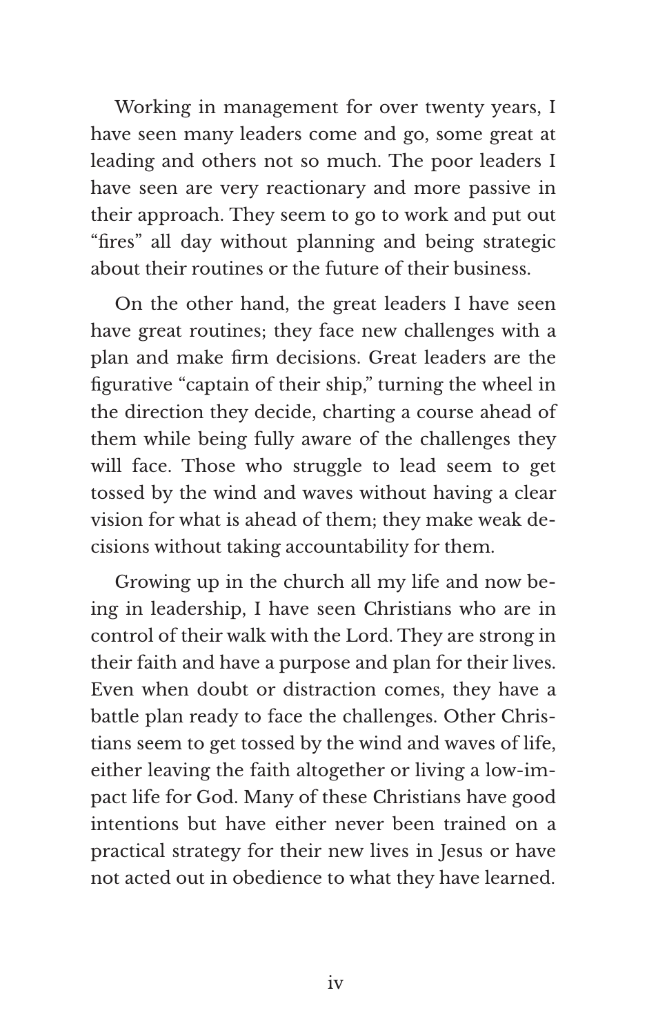Working in management for over twenty years, I have seen many leaders come and go, some great at leading and others not so much. The poor leaders I have seen are very reactionary and more passive in their approach. They seem to go to work and put out "fires" all day without planning and being strategic about their routines or the future of their business.

On the other hand, the great leaders I have seen have great routines; they face new challenges with a plan and make firm decisions. Great leaders are the figurative "captain of their ship," turning the wheel in the direction they decide, charting a course ahead of them while being fully aware of the challenges they will face. Those who struggle to lead seem to get tossed by the wind and waves without having a clear vision for what is ahead of them; they make weak decisions without taking accountability for them.

Growing up in the church all my life and now being in leadership, I have seen Christians who are in control of their walk with the Lord. They are strong in their faith and have a purpose and plan for their lives. Even when doubt or distraction comes, they have a battle plan ready to face the challenges. Other Christians seem to get tossed by the wind and waves of life, either leaving the faith altogether or living a low-impact life for God. Many of these Christians have good intentions but have either never been trained on a practical strategy for their new lives in Jesus or have not acted out in obedience to what they have learned.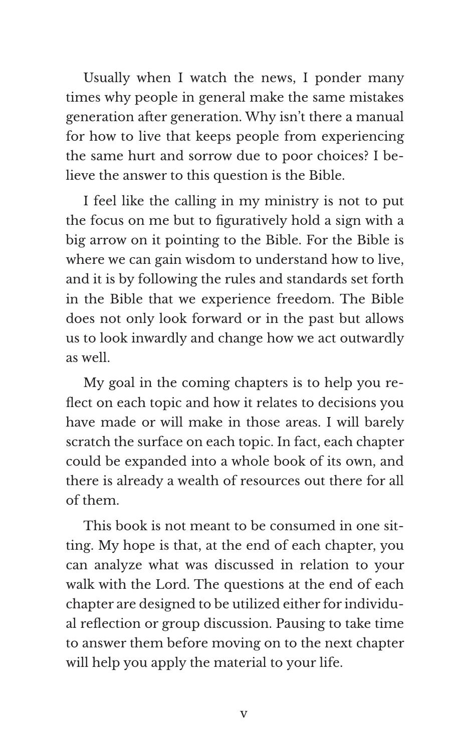Usually when I watch the news, I ponder many times why people in general make the same mistakes generation after generation. Why isn't there a manual for how to live that keeps people from experiencing the same hurt and sorrow due to poor choices? I believe the answer to this question is the Bible.

I feel like the calling in my ministry is not to put the focus on me but to figuratively hold a sign with a big arrow on it pointing to the Bible. For the Bible is where we can gain wisdom to understand how to live, and it is by following the rules and standards set forth in the Bible that we experience freedom. The Bible does not only look forward or in the past but allows us to look inwardly and change how we act outwardly as well.

My goal in the coming chapters is to help you reflect on each topic and how it relates to decisions you have made or will make in those areas. I will barely scratch the surface on each topic. In fact, each chapter could be expanded into a whole book of its own, and there is already a wealth of resources out there for all of them.

This book is not meant to be consumed in one sitting. My hope is that, at the end of each chapter, you can analyze what was discussed in relation to your walk with the Lord. The questions at the end of each chapter are designed to be utilized either for individual reflection or group discussion. Pausing to take time to answer them before moving on to the next chapter will help you apply the material to your life.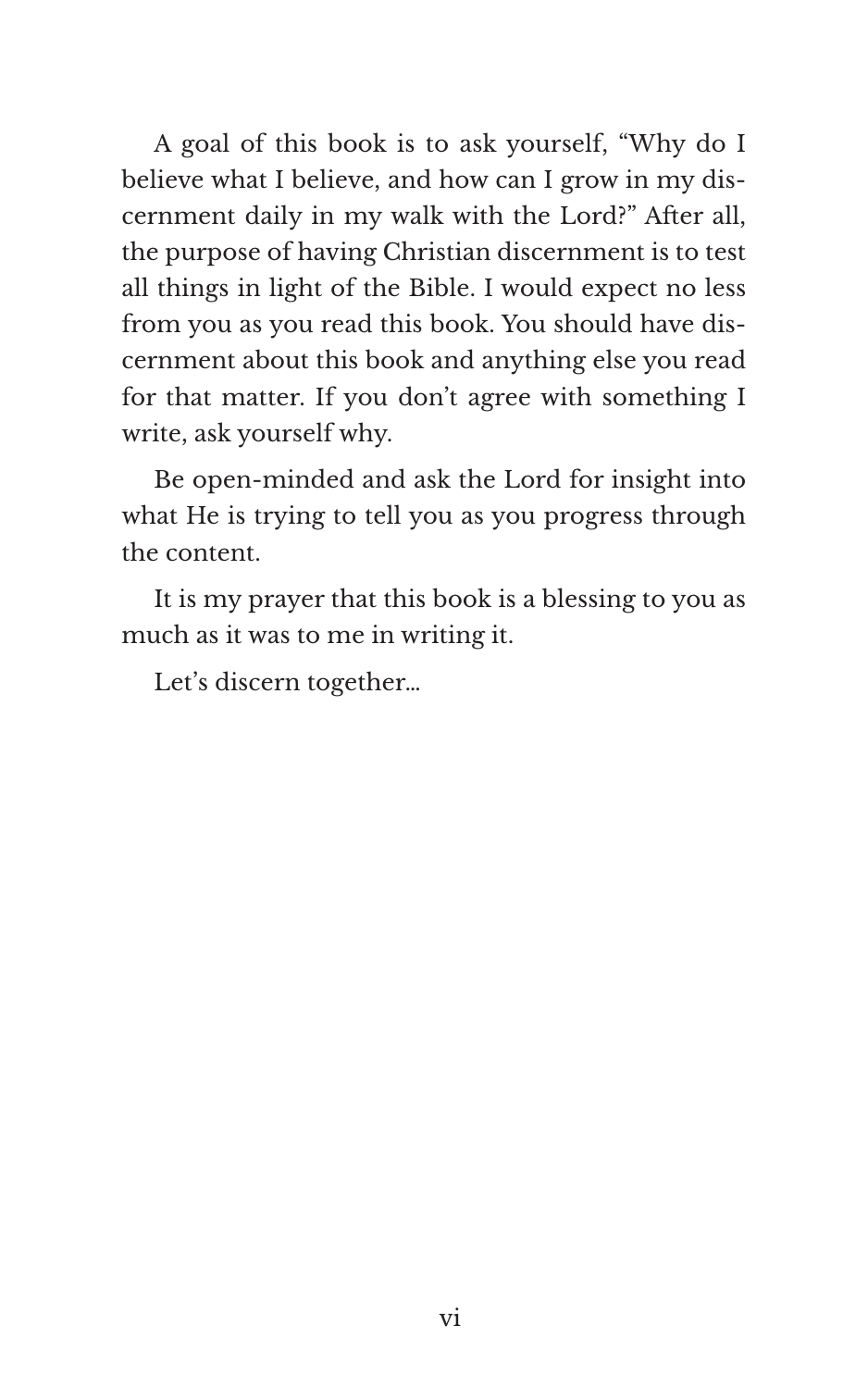A goal of this book is to ask yourself, "Why do I believe what I believe, and how can I grow in my discernment daily in my walk with the Lord?" After all, the purpose of having Christian discernment is to test all things in light of the Bible. I would expect no less from you as you read this book. You should have discernment about this book and anything else you read for that matter. If you don't agree with something I write, ask yourself why.

Be open-minded and ask the Lord for insight into what He is trying to tell you as you progress through the content.

It is my prayer that this book is a blessing to you as much as it was to me in writing it.

Let's discern together…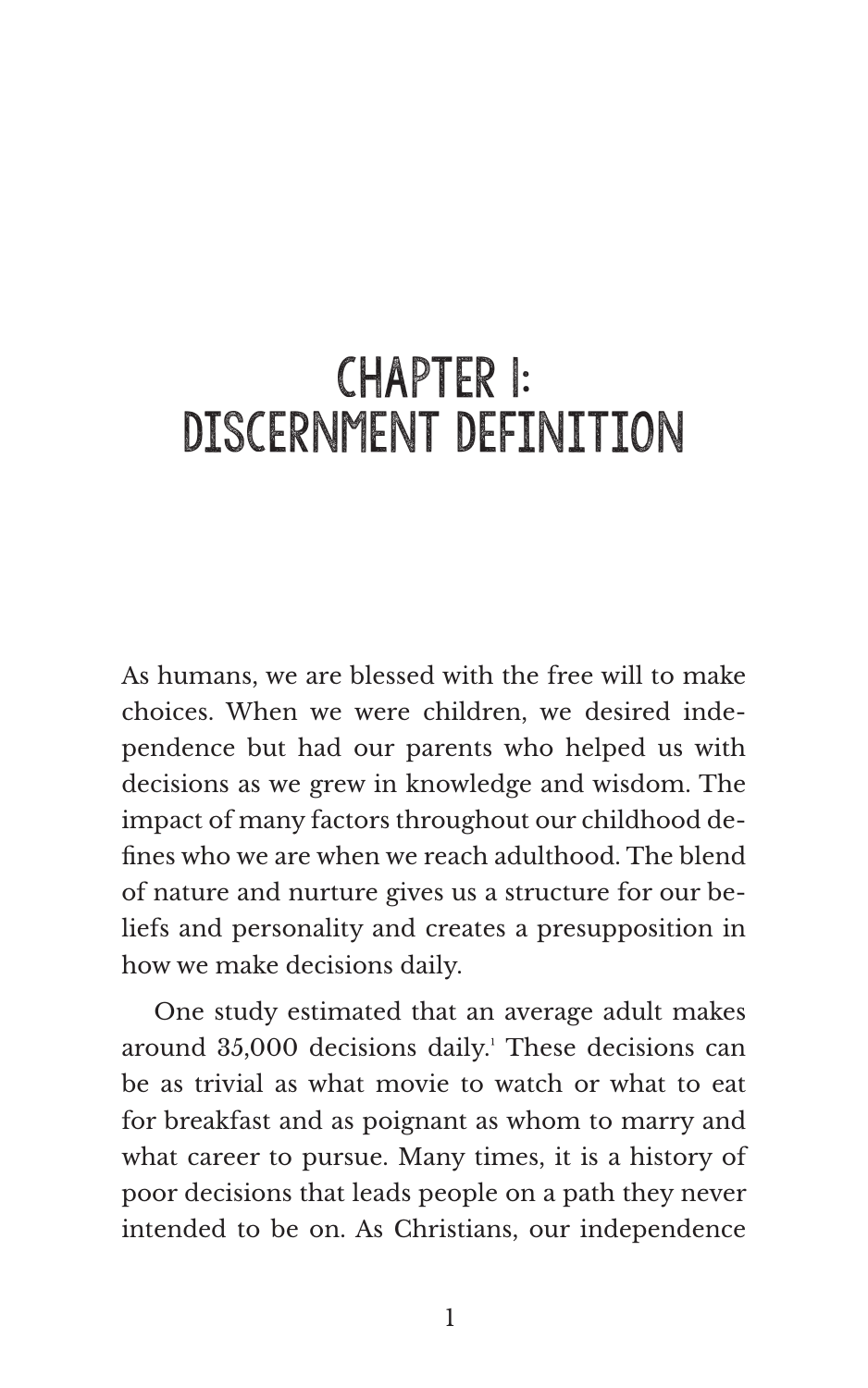# CHAPTER 1: DISCERNMENT DEFINITION

As humans, we are blessed with the free will to make choices. When we were children, we desired independence but had our parents who helped us with decisions as we grew in knowledge and wisdom. The impact of many factors throughout our childhood defines who we are when we reach adulthood. The blend of nature and nurture gives us a structure for our beliefs and personality and creates a presupposition in how we make decisions daily.

One study estimated that an average adult makes around 35,000 decisions daily.[1] These decisions can be as trivial as what movie to watch or what to eat for breakfast and as poignant as whom to marry and what career to pursue. Many times, it is a history of poor decisions that leads people on a path they never intended to be on. As Christians, our independence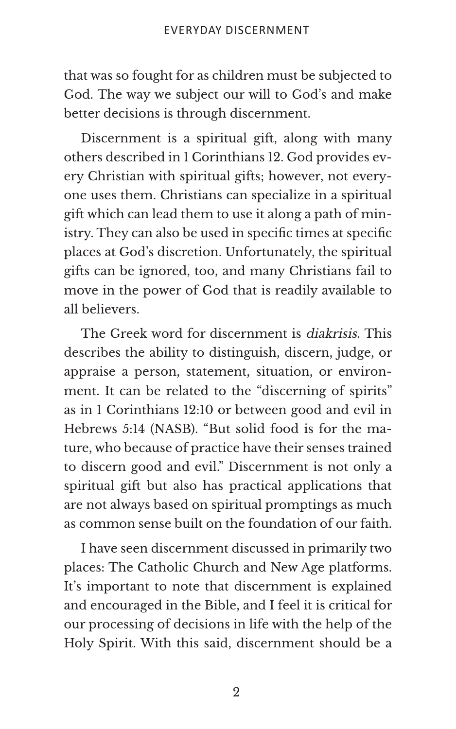that was so fought for as children must be subjected to God. The way we subject our will to God's and make better decisions is through discernment.

Discernment is a spiritual gift, along with many others described in 1 Corinthians 12. God provides every Christian with spiritual gifts; however, not everyone uses them. Christians can specialize in a spiritual gift which can lead them to use it along a path of ministry. They can also be used in specific times at specific places at God's discretion. Unfortunately, the spiritual gifts can be ignored, too, and many Christians fail to move in the power of God that is readily available to all believers.

The Greek word for discernment is *diakrisis.* This describes the ability to distinguish, discern, judge, or appraise a person, statement, situation, or environment. It can be related to the "discerning of spirits" as in 1 Corinthians 12:10 or between good and evil in Hebrews 5:14 (NASB). "But solid food is for the mature, who because of practice have their senses trained to discern good and evil." Discernment is not only a spiritual gift but also has practical applications that are not always based on spiritual promptings as much as common sense built on the foundation of our faith.

I have seen discernment discussed in primarily two places: The Catholic Church and New Age platforms. It's important to note that discernment is explained and encouraged in the Bible, and I feel it is critical for our processing of decisions in life with the help of the Holy Spirit. With this said, discernment should be a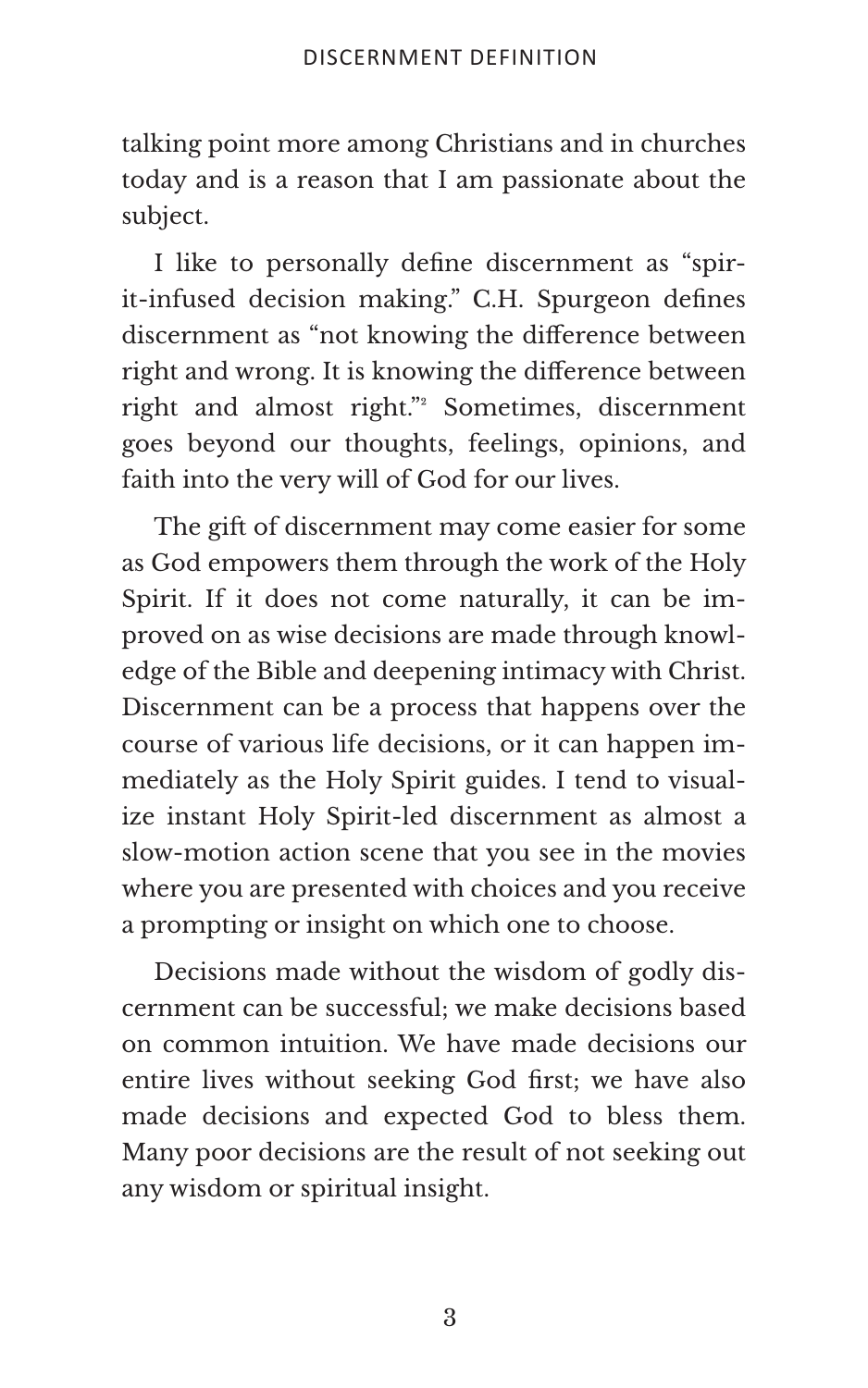talking point more among Christians and in churches today and is a reason that I am passionate about the subject.

I like to personally define discernment as "spirit-infused decision making." C.H. Spurgeon defines discernment as "not knowing the difference between right and wrong. It is knowing the difference between right and almost right."[2] Sometimes, discernment goes beyond our thoughts, feelings, opinions, and faith into the very will of God for our lives.

The gift of discernment may come easier for some as God empowers them through the work of the Holy Spirit. If it does not come naturally, it can be improved on as wise decisions are made through knowledge of the Bible and deepening intimacy with Christ. Discernment can be a process that happens over the course of various life decisions, or it can happen immediately as the Holy Spirit guides. I tend to visualize instant Holy Spirit-led discernment as almost a slow-motion action scene that you see in the movies where you are presented with choices and you receive a prompting or insight on which one to choose.

Decisions made without the wisdom of godly discernment can be successful; we make decisions based on common intuition. We have made decisions our entire lives without seeking God first; we have also made decisions and expected God to bless them. Many poor decisions are the result of not seeking out any wisdom or spiritual insight.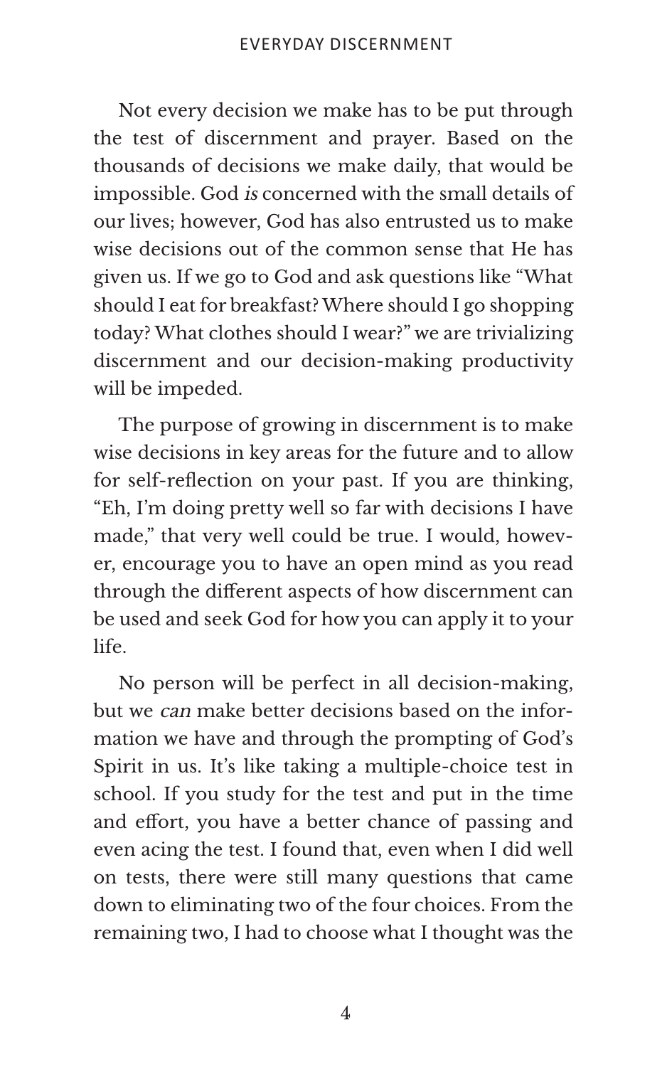Not every decision we make has to be put through the test of discernment and prayer. Based on the thousands of decisions we make daily, that would be impossible. God *is* concerned with the small details of our lives; however, God has also entrusted us to make wise decisions out of the common sense that He has given us. If we go to God and ask questions like "What should I eat for breakfast? Where should I go shopping today? What clothes should I wear?" we are trivializing discernment and our decision-making productivity will be impeded.

The purpose of growing in discernment is to make wise decisions in key areas for the future and to allow for self-reflection on your past. If you are thinking, "Eh, I'm doing pretty well so far with decisions I have made," that very well could be true. I would, however, encourage you to have an open mind as you read through the different aspects of how discernment can be used and seek God for how you can apply it to your life.

No person will be perfect in all decision-making, but we *can* make better decisions based on the information we have and through the prompting of God's Spirit in us. It's like taking a multiple-choice test in school. If you study for the test and put in the time and effort, you have a better chance of passing and even acing the test. I found that, even when I did well on tests, there were still many questions that came down to eliminating two of the four choices. From the remaining two, I had to choose what I thought was the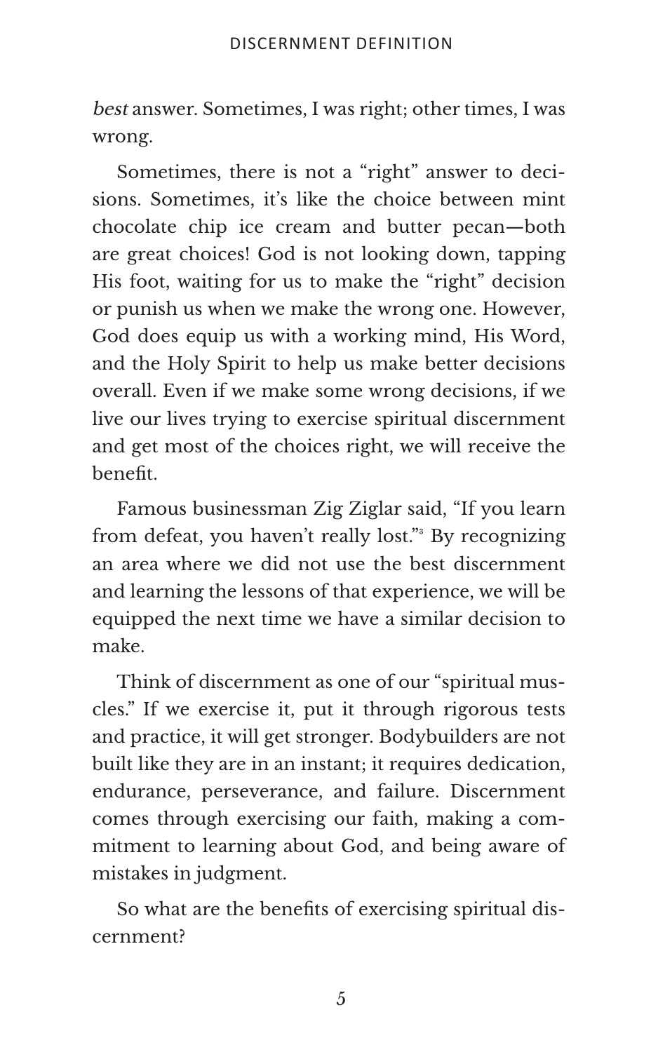*best* answer. Sometimes, I was right; other times, I was wrong.

Sometimes, there is not a "right" answer to decisions. Sometimes, it's like the choice between mint chocolate chip ice cream and butter pecan—both are great choices! God is not looking down, tapping His foot, waiting for us to make the "right" decision or punish us when we make the wrong one. However, God does equip us with a working mind, His Word, and the Holy Spirit to help us make better decisions overall. Even if we make some wrong decisions, if we live our lives trying to exercise spiritual discernment and get most of the choices right, we will receive the benefit.

Famous businessman Zig Ziglar said, "If you learn from defeat, you haven't really lost."[3] By recognizing an area where we did not use the best discernment and learning the lessons of that experience, we will be equipped the next time we have a similar decision to make.

Think of discernment as one of our "spiritual muscles." If we exercise it, put it through rigorous tests and practice, it will get stronger. Bodybuilders are not built like they are in an instant; it requires dedication, endurance, perseverance, and failure. Discernment comes through exercising our faith, making a commitment to learning about God, and being aware of mistakes in judgment.

So what are the benefits of exercising spiritual discernment?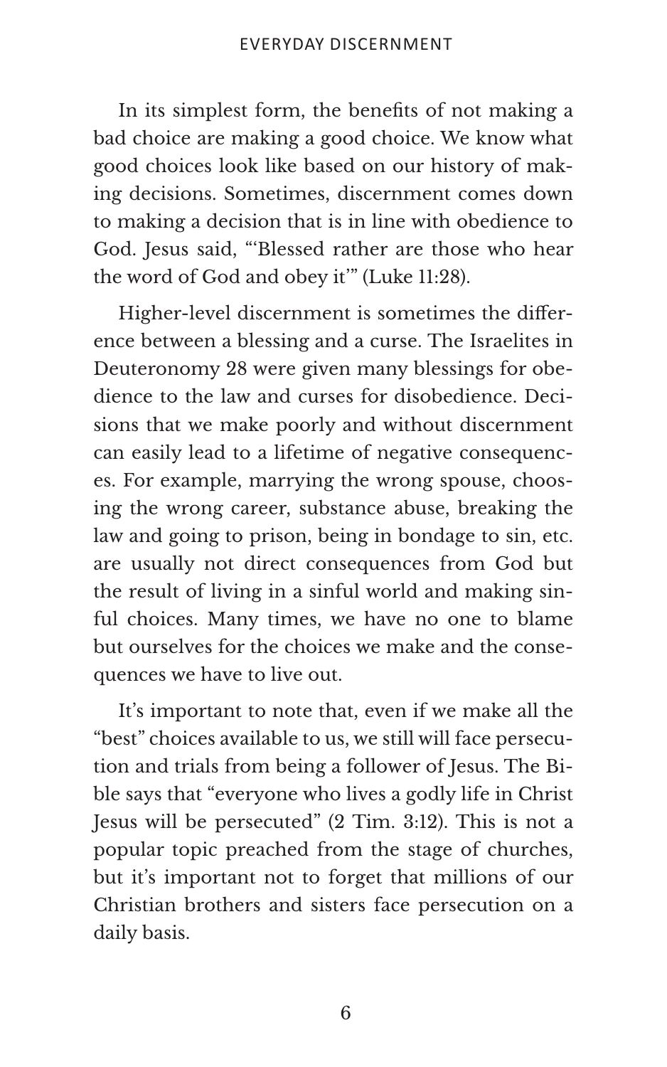In its simplest form, the benefits of not making a bad choice are making a good choice. We know what good choices look like based on our history of making decisions. Sometimes, discernment comes down to making a decision that is in line with obedience to God. Jesus said, "'Blessed rather are those who hear the word of God and obey it'" (Luke 11:28).

Higher-level discernment is sometimes the difference between a blessing and a curse. The Israelites in Deuteronomy 28 were given many blessings for obedience to the law and curses for disobedience. Decisions that we make poorly and without discernment can easily lead to a lifetime of negative consequences. For example, marrying the wrong spouse, choosing the wrong career, substance abuse, breaking the law and going to prison, being in bondage to sin, etc. are usually not direct consequences from God but the result of living in a sinful world and making sinful choices. Many times, we have no one to blame but ourselves for the choices we make and the consequences we have to live out.

It's important to note that, even if we make all the "best" choices available to us, we still will face persecution and trials from being a follower of Jesus. The Bible says that "everyone who lives a godly life in Christ Jesus will be persecuted" (2 Tim. 3:12). This is not a popular topic preached from the stage of churches, but it's important not to forget that millions of our Christian brothers and sisters face persecution on a daily basis.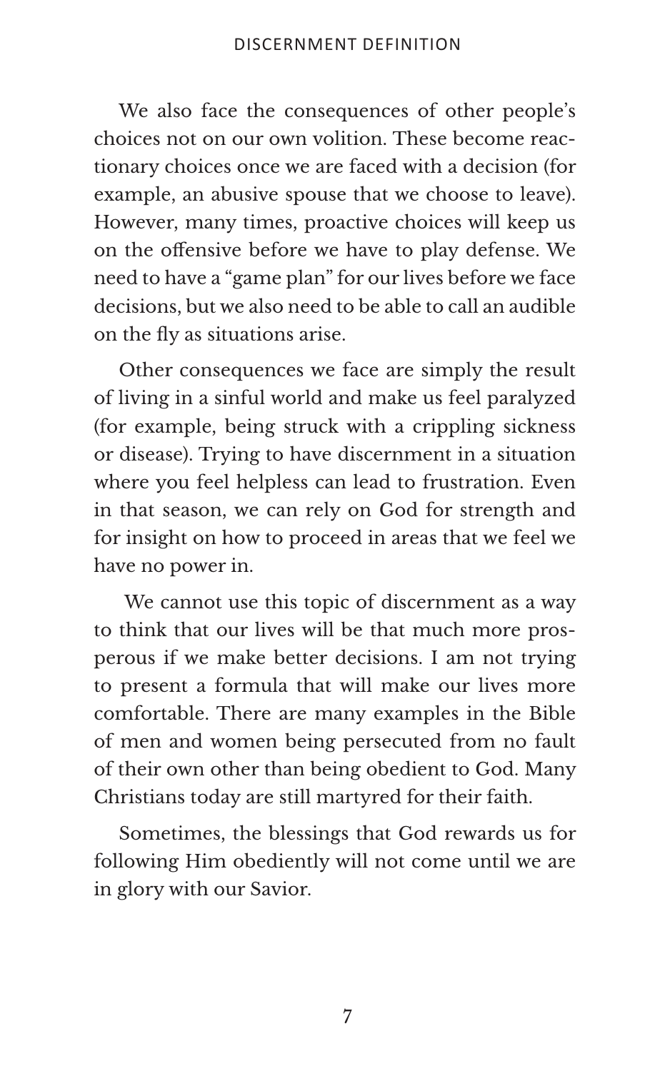We also face the consequences of other people's choices not on our own volition. These become reactionary choices once we are faced with a decision (for example, an abusive spouse that we choose to leave). However, many times, proactive choices will keep us on the offensive before we have to play defense. We need to have a "game plan" for our lives before we face decisions, but we also need to be able to call an audible on the fly as situations arise.

Other consequences we face are simply the result of living in a sinful world and make us feel paralyzed (for example, being struck with a crippling sickness or disease). Trying to have discernment in a situation where you feel helpless can lead to frustration. Even in that season, we can rely on God for strength and for insight on how to proceed in areas that we feel we have no power in.

We cannot use this topic of discernment as a way to think that our lives will be that much more prosperous if we make better decisions. I am not trying to present a formula that will make our lives more comfortable. There are many examples in the Bible of men and women being persecuted from no fault of their own other than being obedient to God. Many Christians today are still martyred for their faith.

Sometimes, the blessings that God rewards us for following Him obediently will not come until we are in glory with our Savior.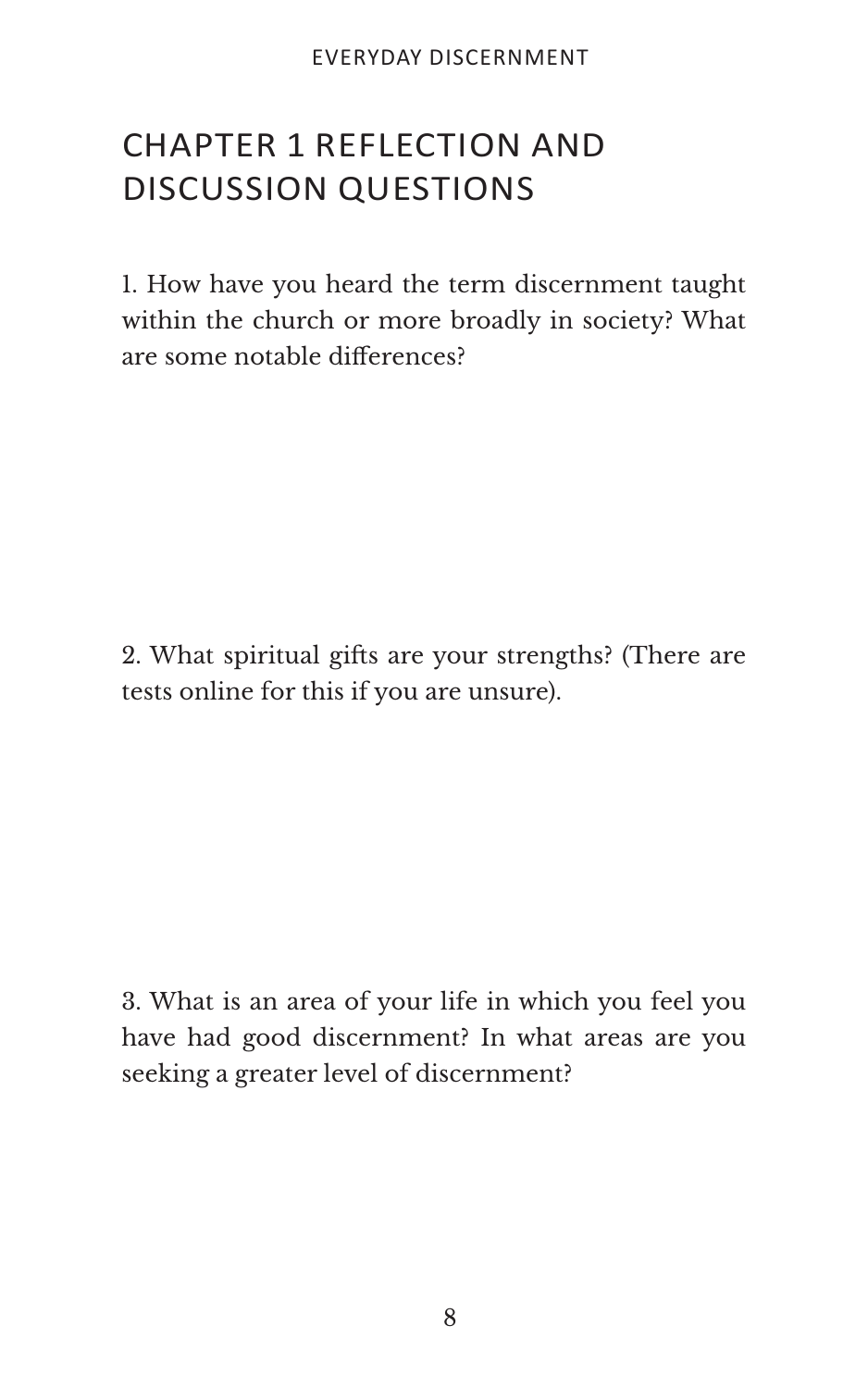# CHAPTER 1 REFLECTION AND DISCUSSION QUESTIONS

1. How have you heard the term discernment taught within the church or more broadly in society? What are some notable differences?

2. What spiritual gifts are your strengths? (There are tests online for this if you are unsure).

3. What is an area of your life in which you feel you have had good discernment? In what areas are you seeking a greater level of discernment?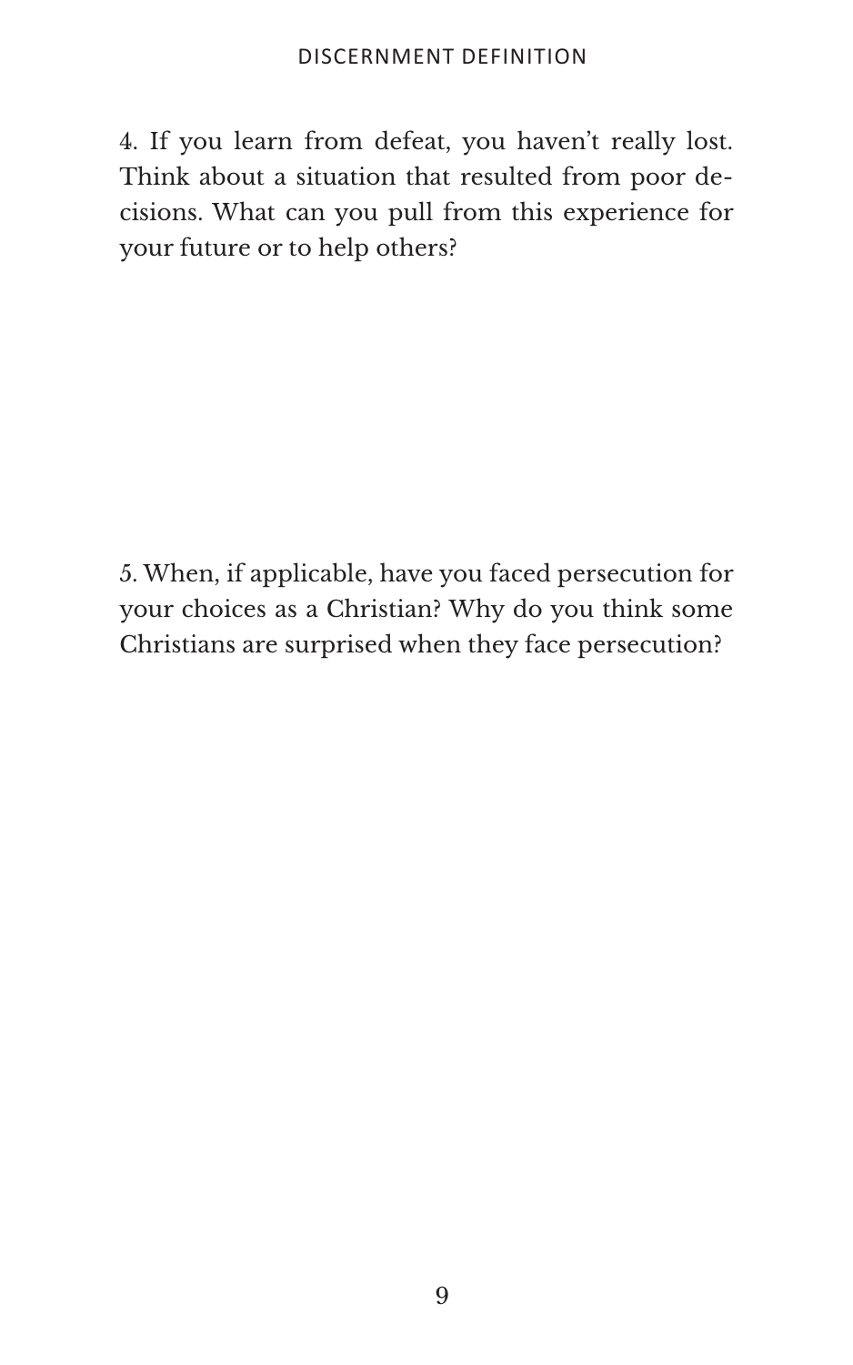4. If you learn from defeat, you haven't really lost. Think about a situation that resulted from poor decisions. What can you pull from this experience for your future or to help others?

5. When, if applicable, have you faced persecution for your choices as a Christian? Why do you think some Christians are surprised when they face persecution?